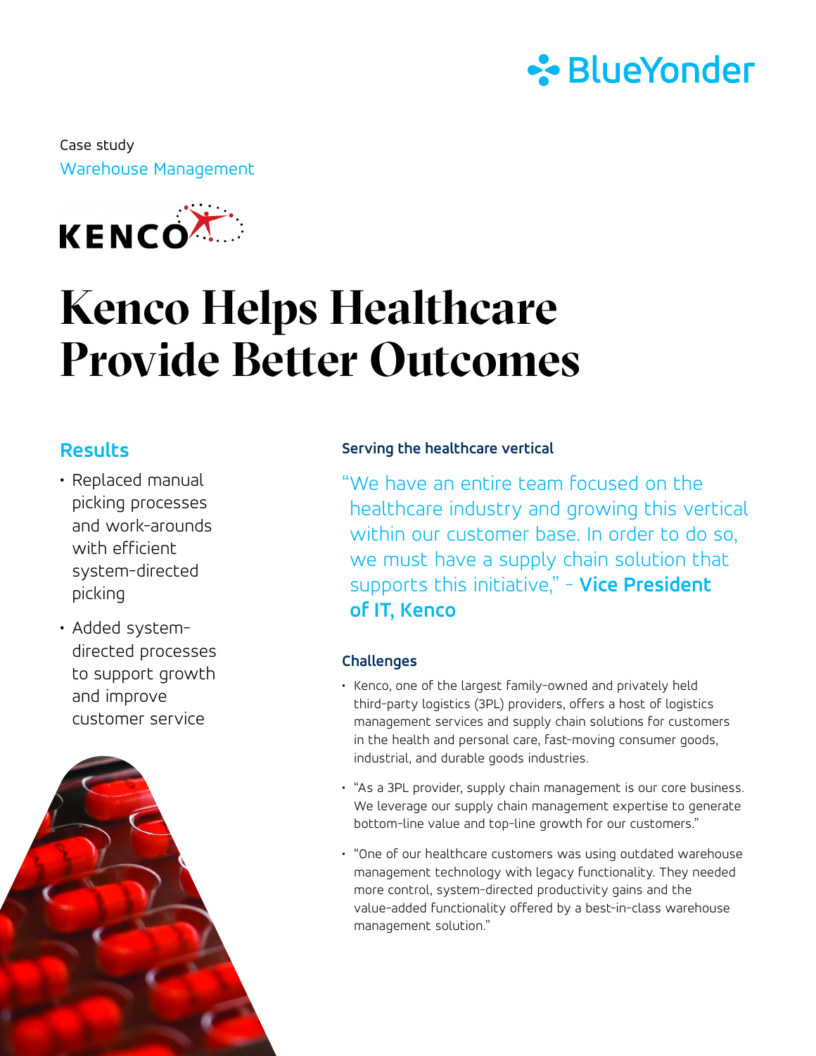Case study

Warehouse Management

KENCO

# Kenco Helps Healthcare Provide Better Outcomes

## Results

- Replaced manual picking processes and work-arounds with efficient system-directed picking
- Added system-directed processes to support growth and improve customer service

### Serving the healthcare vertical

"We have an entire team focused on the healthcare industry and growing this vertical within our customer base. In order to do so, we must have a supply chain solution that supports this initiative," - **Vice President of IT, Kenco**

### Challenges

- Kenco, one of the largest family-owned and privately held third-party logistics (3PL) providers, offers a host of logistics management services and supply chain solutions for customers in the health and personal care, fast-moving consumer goods, industrial, and durable goods industries.
- "As a 3PL provider, supply chain management is our core business. We leverage our supply chain management expertise to generate bottom-line value and top-line growth for our customers."
- "One of our healthcare customers was using outdated warehouse management technology with legacy functionality. They needed more control, system-directed productivity gains and the value-added functionality offered by a best-in-class warehouse management solution."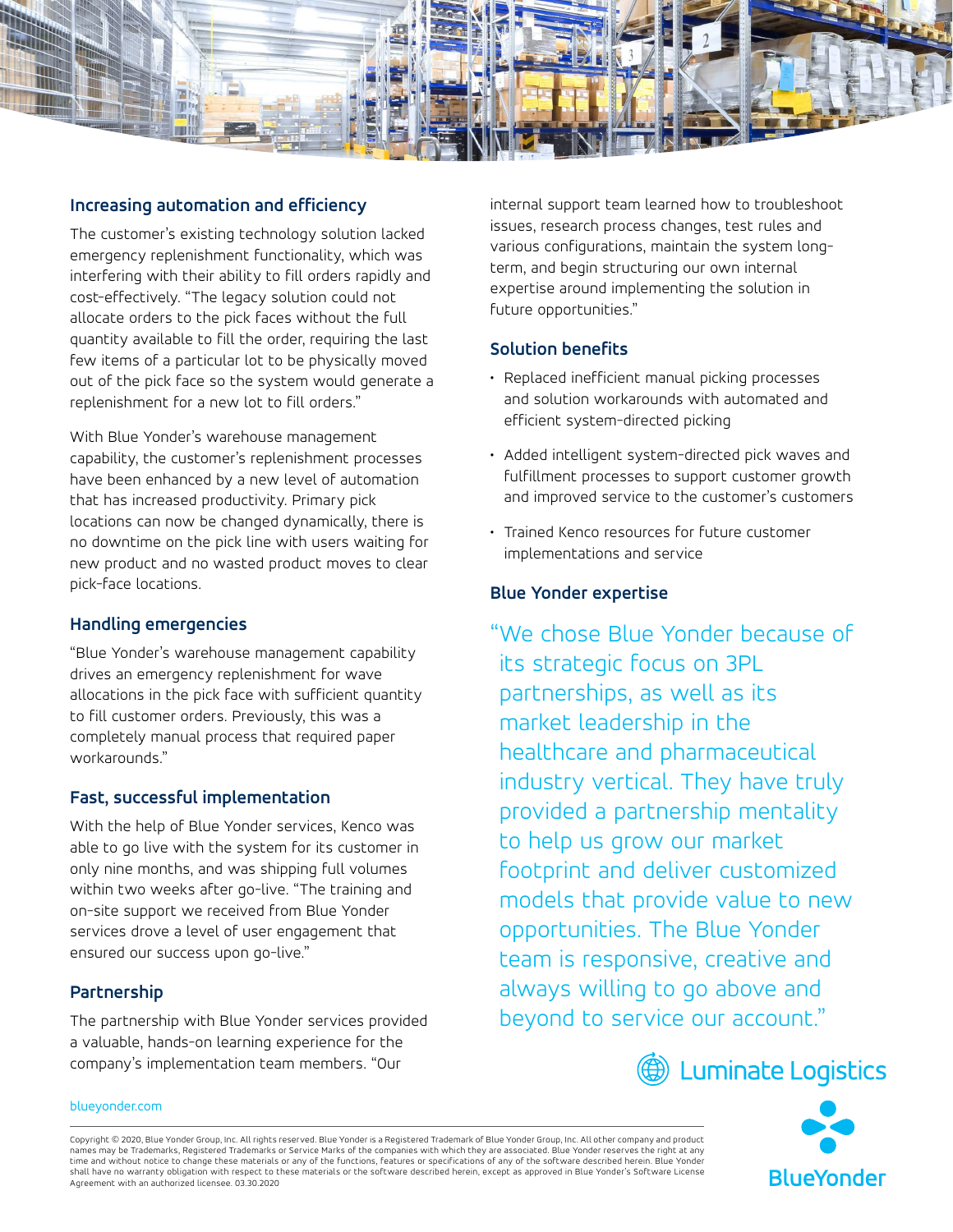## Increasing automation and efficiency

The customer's existing technology solution lacked emergency replenishment functionality, which was interfering with their ability to fill orders rapidly and cost-effectively. "The legacy solution could not allocate orders to the pick faces without the full quantity available to fill the order, requiring the last few items of a particular lot to be physically moved out of the pick face so the system would generate a replenishment for a new lot to fill orders."

With Blue Yonder's warehouse management capability, the customer's replenishment processes have been enhanced by a new level of automation that has increased productivity. Primary pick locations can now be changed dynamically, there is no downtime on the pick line with users waiting for new product and no wasted product moves to clear pick-face locations.

## Handling emergencies

"Blue Yonder's warehouse management capability drives an emergency replenishment for wave allocations in the pick face with sufficient quantity to fill customer orders. Previously, this was a completely manual process that required paper workarounds."

## Fast, successful implementation

With the help of Blue Yonder services, Kenco was able to go live with the system for its customer in only nine months, and was shipping full volumes within two weeks after go-live. "The training and on-site support we received from Blue Yonder services drove a level of user engagement that ensured our success upon go-live."

## Partnership

The partnership with Blue Yonder services provided a valuable, hands-on learning experience for the company's implementation team members. "Our internal support team learned how to troubleshoot issues, research process changes, test rules and various configurations, maintain the system long-term, and begin structuring our own internal expertise around implementing the solution in future opportunities."

## Solution benefits

- Replaced inefficient manual picking processes and solution workarounds with automated and efficient system-directed picking
- Added intelligent system-directed pick waves and fulfillment processes to support customer growth and improved service to the customer's customers
- Trained Kenco resources for future customer implementations and service

## Blue Yonder expertise

"We chose Blue Yonder because of its strategic focus on 3PL partnerships, as well as its market leadership in the healthcare and pharmaceutical industry vertical. They have truly provided a partnership mentality to help us grow our market footprint and deliver customized models that provide value to new opportunities. The Blue Yonder team is responsive, creative and always willing to go above and beyond to service our account."

Luminate Logistics

blueyonder.com

Copyright © 2020, Blue Yonder Group, Inc. All rights reserved. Blue Yonder is a Registered Trademark of Blue Yonder Group, Inc. All other company and product names may be Trademarks, Registered Trademarks or Service Marks of the companies with which they are associated. Blue Yonder reserves the right at any time and without notice to change these materials or any of the functions, features or specifications of any of the software described herein. Blue Yonder shall have no warranty obligation with respect to these materials or the software described herein, except as approved in Blue Yonder's Software License Agreement with an authorized licensee. 03.30.2020

BlueYonder